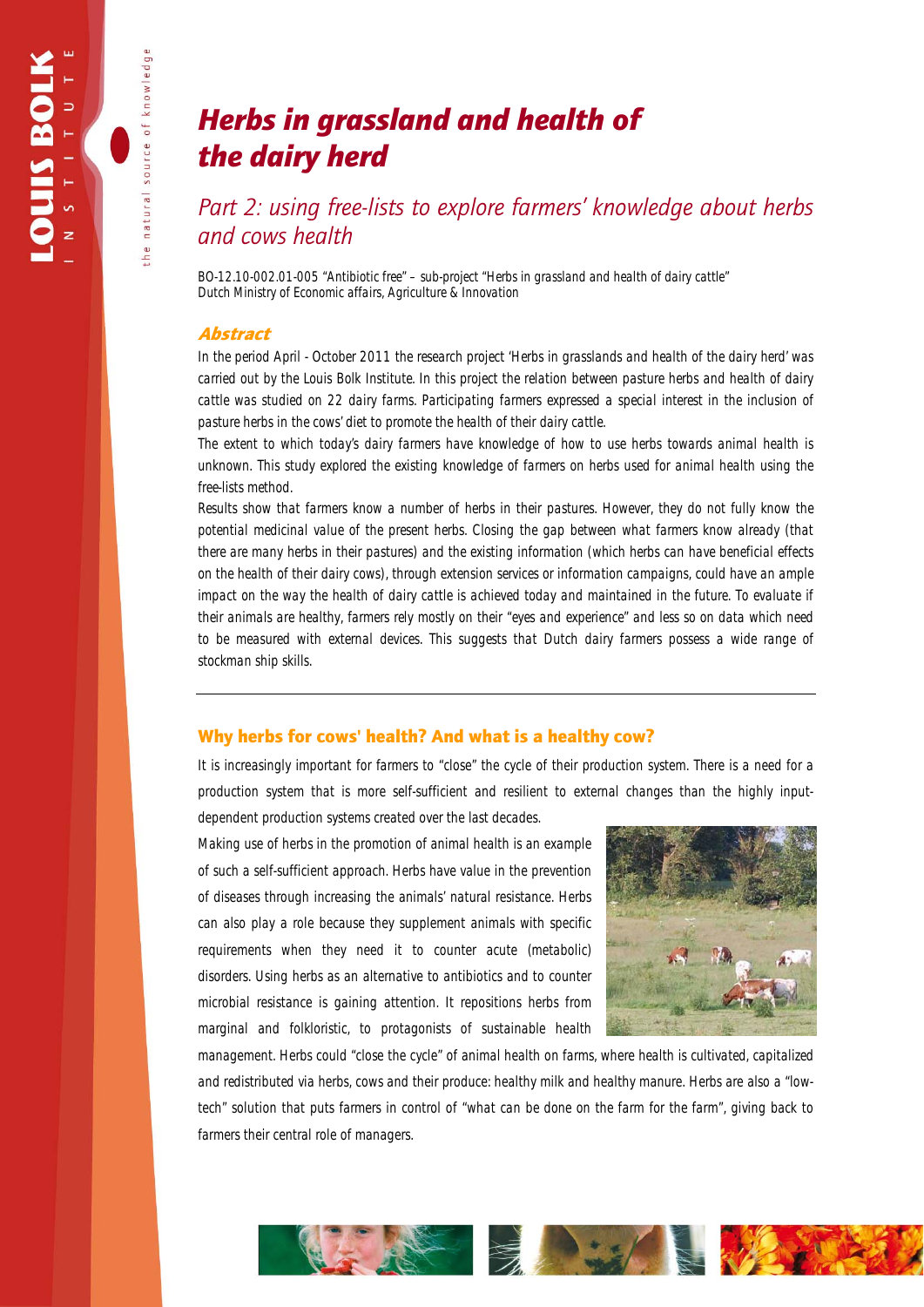# Herbs in grassland and health of the dairy herd

## Part 2: using free-lists to explore farmers' knowledge about herbs and cows health

BO-12.10-002.01-005 "Antibiotic free" – sub-project "Herbs in grassland and health of dairy cattle"
Dutch Ministry of Economic affairs, Agriculture & Innovation

### Abstract

In the period April - October 2011 the research project 'Herbs in grasslands and health of the dairy herd' was carried out by the Louis Bolk Institute. In this project the relation between pasture herbs and health of dairy cattle was studied on 22 dairy farms. Participating farmers expressed a special interest in the inclusion of pasture herbs in the cows' diet to promote the health of their dairy cattle.

The extent to which today's dairy farmers have knowledge of how to use herbs towards animal health is unknown. This study explored the existing knowledge of farmers on herbs used for animal health using the free-lists method.

Results show that farmers know a number of herbs in their pastures. However, they do not fully know the potential medicinal value of the present herbs. Closing the gap between what farmers know already (that there are many herbs in their pastures) and the existing information (which herbs can have beneficial effects on the health of their dairy cows), through extension services or information campaigns, could have an ample impact on the way the health of dairy cattle is achieved today and maintained in the future. To evaluate if their animals are healthy, farmers rely mostly on their "eyes and experience" and less so on data which need to be measured with external devices. This suggests that Dutch dairy farmers possess a wide range of stockman ship skills.

### Why herbs for cows' health? And what is a healthy cow?

It is increasingly important for farmers to "close" the cycle of their production system. There is a need for a production system that is more self-sufficient and resilient to external changes than the highly input-dependent production systems created over the last decades.

Making use of herbs in the promotion of animal health is an example of such a self-sufficient approach. Herbs have value in the prevention of diseases through increasing the animals' natural resistance. Herbs can also play a role because they supplement animals with specific requirements when they need it to counter acute (metabolic) disorders. Using herbs as an alternative to antibiotics and to counter microbial resistance is gaining attention. It repositions herbs from marginal and folkloristic, to protagonists of sustainable health management. Herbs could "close the cycle" of animal health on farms, where health is cultivated, capitalized and redistributed via herbs, cows and their produce: healthy milk and healthy manure. Herbs are also a "low-tech" solution that puts farmers in control of "what can be done on the farm for the farm", giving back to farmers their central role of managers.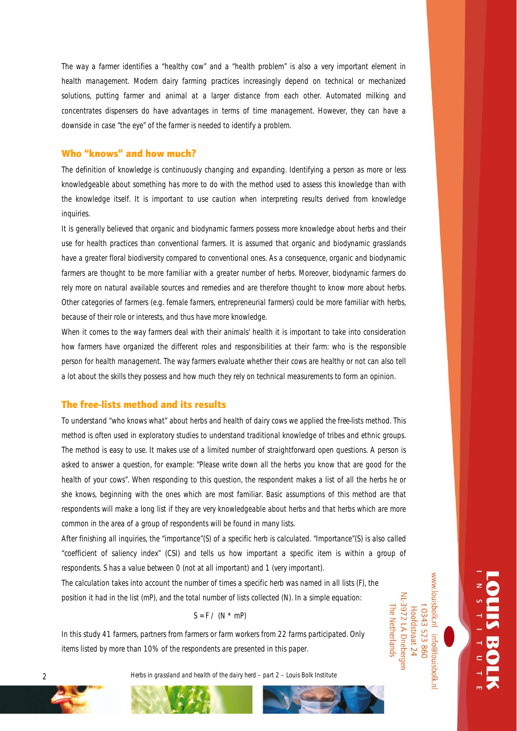The way a farmer identifies a "healthy cow" and a "health problem" is also a very important element in health management. Modern dairy farming practices increasingly depend on technical or mechanized solutions, putting farmer and animal at a larger distance from each other. Automated milking and concentrates dispensers do have advantages in terms of time management. However, they can have a downside in case "the eye" of the farmer is needed to identify a problem.

## Who "knows" and how much?

The definition of knowledge is continuously changing and expanding. Identifying a person as more or less knowledgeable about something has more to do with the method used to assess this knowledge than with the knowledge itself. It is important to use caution when interpreting results derived from knowledge inquiries.

It is generally believed that organic and biodynamic farmers possess more knowledge about herbs and their use for health practices than conventional farmers. It is assumed that organic and biodynamic grasslands have a greater floral biodiversity compared to conventional ones. As a consequence, organic and biodynamic farmers are thought to be more familiar with a greater number of herbs. Moreover, biodynamic farmers do rely more on natural available sources and remedies and are therefore thought to know more about herbs. Other categories of farmers (e.g. female farmers, entrepreneurial farmers) could be more familiar with herbs, because of their role or interests, and thus have more knowledge.

When it comes to the way farmers deal with their animals' health it is important to take into consideration how farmers have organized the different roles and responsibilities at their farm: who is the responsible person for health management. The way farmers evaluate whether their cows are healthy or not can also tell a lot about the skills they possess and how much they rely on technical measurements to form an opinion.

## The free-lists method and its results

To understand "who knows what" about herbs and health of dairy cows we applied the free-lists method. This method is often used in exploratory studies to understand traditional knowledge of tribes and ethnic groups. The method is easy to use. It makes use of a limited number of straightforward open questions. A person is asked to answer a question, for example: "Please write down all the herbs you know that are good for the health of your cows". When responding to this question, the respondent makes a list of all the herbs he or she knows, beginning with the ones which are most familiar. Basic assumptions of this method are that respondents will make a long list if they are very knowledgeable about herbs and that herbs which are more common in the area of a group of respondents will be found in many lists.

After finishing all inquiries, the "importance"(S) of a specific herb is calculated. "Importance"(S) is also called "coefficient of saliency index" (CSI) and tells us how important a specific item is within a group of respondents. S has a value between 0 (not at all important) and 1 (very important).

The calculation takes into account the number of times a specific herb was named in all lists (F), the position it had in the list (mP), and the total number of lists collected (N). In a simple equation:

$$S = F / (N * mP)$$

In this study 41 farmers, partners from farmers or farm workers from 22 farms participated. Only items listed by more than 10% of the respondents are presented in this paper.

www.louisbolk.nl info@louisbolk.nl
t 0343 523 860
Hoofdstraat 24
NL-3972 LA Driebergen
The Netherlands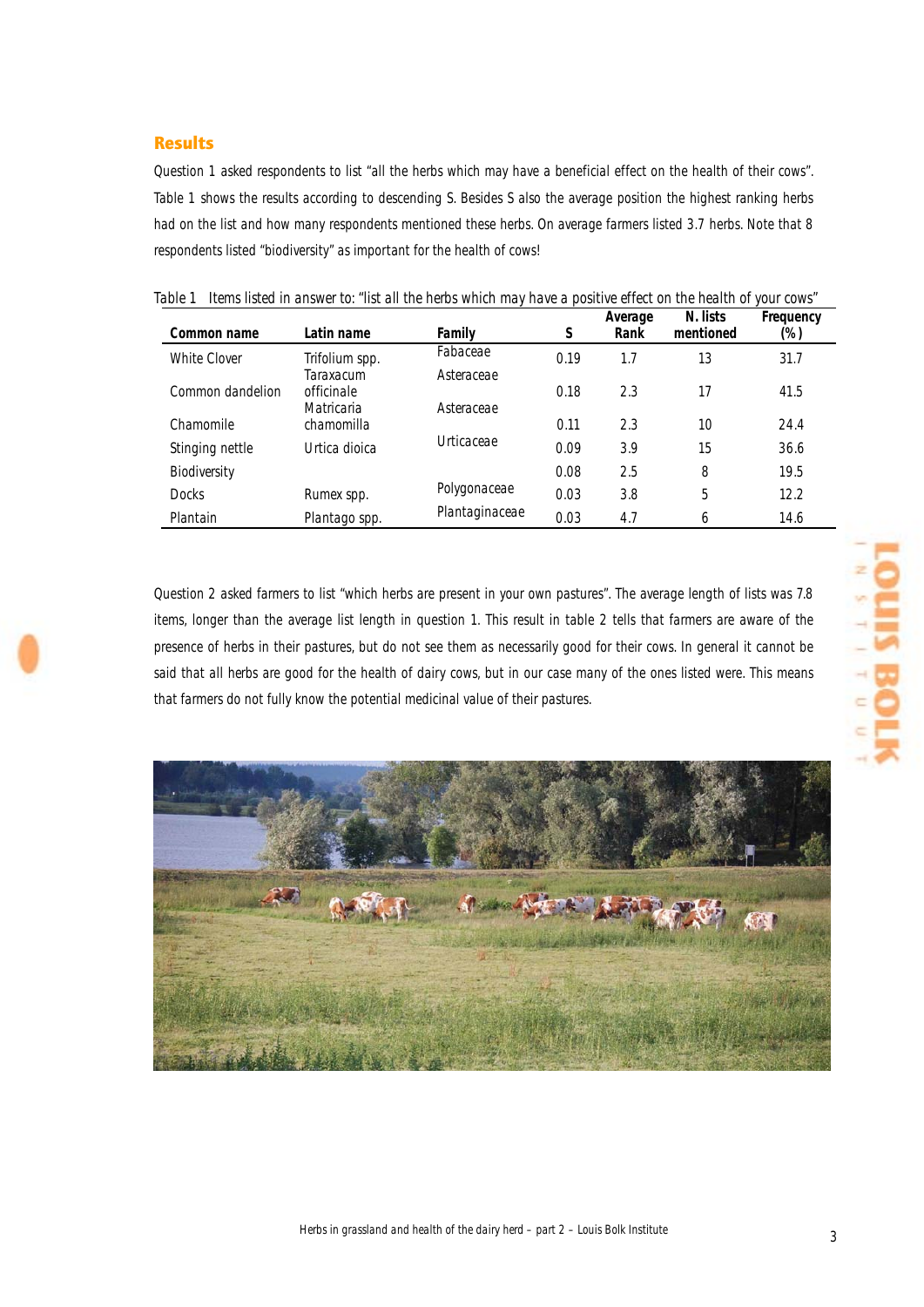## Results

Question 1 asked respondents to list "all the herbs which may have a beneficial effect on the health of their cows". Table 1 shows the results according to descending S. Besides S also the average position the highest ranking herbs had on the list and how many respondents mentioned these herbs. On average farmers listed 3.7 herbs. Note that 8 respondents listed "biodiversity" as important for the health of cows!

Table 1 Items listed in answer to: "list all the herbs which may have a positive effect on the health of your cows"

| Common name | Latin name | Family | S | Average Rank | N. lists mentioned | Frequency (%) |
|---|---|---|---|---|---|---|
| White Clover | Trifolium spp. | Fabaceae | 0.19 | 1.7 | 13 | 31.7 |
| Common dandelion | Taraxacum officinale | Asteraceae | 0.18 | 2.3 | 17 | 41.5 |
| Chamomile | Matricaria chamomilla | Asteraceae | 0.11 | 2.3 | 10 | 24.4 |
| Stinging nettle | Urtica dioica | Urticaceae | 0.09 | 3.9 | 15 | 36.6 |
| Biodiversity | | | 0.08 | 2.5 | 8 | 19.5 |
| Docks | Rumex spp. | Polygonaceae | 0.03 | 3.8 | 5 | 12.2 |
| Plantain | Plantago spp. | Plantaginaceae | 0.03 | 4.7 | 6 | 14.6 |

Question 2 asked farmers to list "which herbs are present in your own pastures". The average length of lists was 7.8 items, longer than the average list length in question 1. This result in table 2 tells that farmers are aware of the presence of herbs in their pastures, but do not see them as necessarily good for their cows. In general it cannot be said that all herbs are good for the health of dairy cows, but in our case many of the ones listed were. This means that farmers do not fully know the potential medicinal value of their pastures.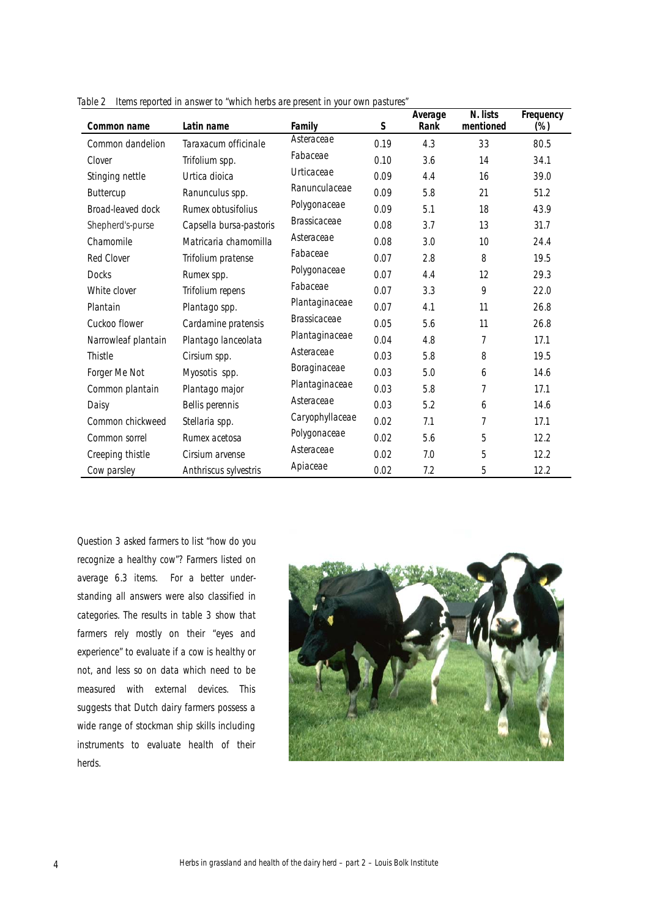Table 2 Items reported in answer to "which herbs are present in your own pastures"

| Common name | Latin name | Family | S | Average Rank | N. lists mentioned | Frequency (%) |
|---|---|---|---|---|---|---|
| Common dandelion | Taraxacum officinale | Asteraceae | 0.19 | 4.3 | 33 | 80.5 |
| Clover | Trifolium spp. | Fabaceae | 0.10 | 3.6 | 14 | 34.1 |
| Stinging nettle | Urtica dioica | Urticaceae | 0.09 | 4.4 | 16 | 39.0 |
| Buttercup | Ranunculus spp. | Ranunculaceae | 0.09 | 5.8 | 21 | 51.2 |
| Broad-leaved dock | Rumex obtusifolius | Polygonaceae | 0.09 | 5.1 | 18 | 43.9 |
| Shepherd's-purse | Capsella bursa-pastoris | Brassicaceae | 0.08 | 3.7 | 13 | 31.7 |
| Chamomile | Matricaria chamomilla | Asteraceae | 0.08 | 3.0 | 10 | 24.4 |
| Red Clover | Trifolium pratense | Fabaceae | 0.07 | 2.8 | 8 | 19.5 |
| Docks | Rumex spp. | Polygonaceae | 0.07 | 4.4 | 12 | 29.3 |
| White clover | Trifolium repens | Fabaceae | 0.07 | 3.3 | 9 | 22.0 |
| Plantain | Plantago spp. | Plantaginaceae | 0.07 | 4.1 | 11 | 26.8 |
| Cuckoo flower | Cardamine pratensis | Brassicaceae | 0.05 | 5.6 | 11 | 26.8 |
| Narrowleaf plantain | Plantago lanceolata | Plantaginaceae | 0.04 | 4.8 | 7 | 17.1 |
| Thistle | Cirsium spp. | Asteraceae | 0.03 | 5.8 | 8 | 19.5 |
| Forger Me Not | Myosotis spp. | Boraginaceae | 0.03 | 5.0 | 6 | 14.6 |
| Common plantain | Plantago major | Plantaginaceae | 0.03 | 5.8 | 7 | 17.1 |
| Daisy | Bellis perennis | Asteraceae | 0.03 | 5.2 | 6 | 14.6 |
| Common chickweed | Stellaria spp. | Caryophyllaceae | 0.02 | 7.1 | 7 | 17.1 |
| Common sorrel | Rumex acetosa | Polygonaceae | 0.02 | 5.6 | 5 | 12.2 |
| Creeping thistle | Cirsium arvense | Asteraceae | 0.02 | 7.0 | 5 | 12.2 |
| Cow parsley | Anthriscus sylvestris | Apiaceae | 0.02 | 7.2 | 5 | 12.2 |

Question 3 asked farmers to list "how do you recognize a healthy cow"? Farmers listed on average 6.3 items. For a better understanding all answers were also classified in categories. The results in table 3 show that farmers rely mostly on their "eyes and experience" to evaluate if a cow is healthy or not, and less so on data which need to be measured with external devices. This suggests that Dutch dairy farmers possess a wide range of stockman ship skills including instruments to evaluate health of their herds.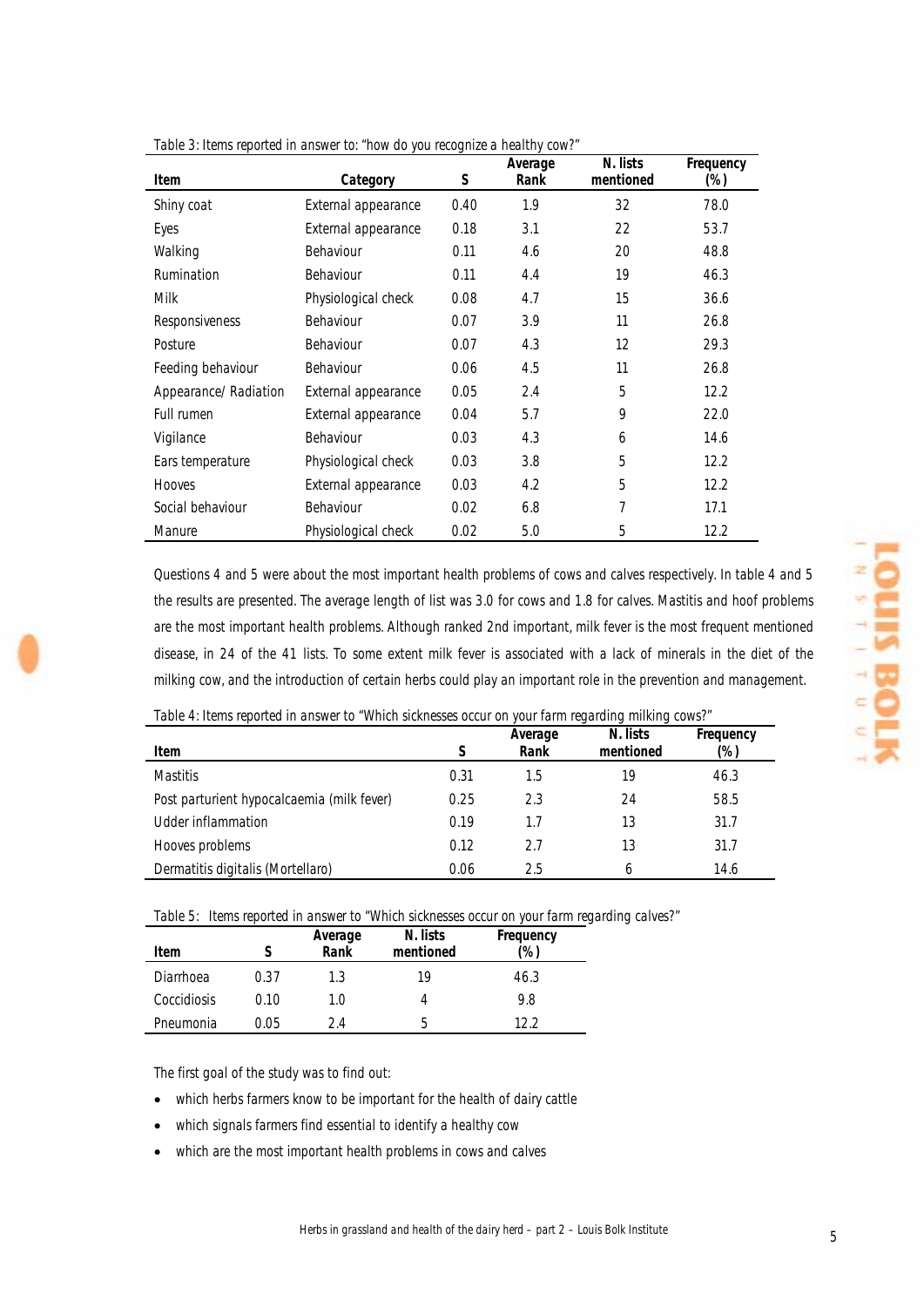Table 3: Items reported in answer to: "how do you recognize a healthy cow?"

| Item | Category | S | Average Rank | N. lists mentioned | Frequency (%) |
|---|---|---|---|---|---|
| Shiny coat | External appearance | 0.40 | 1.9 | 32 | 78.0 |
| Eyes | External appearance | 0.18 | 3.1 | 22 | 53.7 |
| Walking | Behaviour | 0.11 | 4.6 | 20 | 48.8 |
| Rumination | Behaviour | 0.11 | 4.4 | 19 | 46.3 |
| Milk | Physiological check | 0.08 | 4.7 | 15 | 36.6 |
| Responsiveness | Behaviour | 0.07 | 3.9 | 11 | 26.8 |
| Posture | Behaviour | 0.07 | 4.3 | 12 | 29.3 |
| Feeding behaviour | Behaviour | 0.06 | 4.5 | 11 | 26.8 |
| Appearance/ Radiation | External appearance | 0.05 | 2.4 | 5 | 12.2 |
| Full rumen | External appearance | 0.04 | 5.7 | 9 | 22.0 |
| Vigilance | Behaviour | 0.03 | 4.3 | 6 | 14.6 |
| Ears temperature | Physiological check | 0.03 | 3.8 | 5 | 12.2 |
| Hooves | External appearance | 0.03 | 4.2 | 5 | 12.2 |
| Social behaviour | Behaviour | 0.02 | 6.8 | 7 | 17.1 |
| Manure | Physiological check | 0.02 | 5.0 | 5 | 12.2 |

Questions 4 and 5 were about the most important health problems of cows and calves respectively. In table 4 and 5 the results are presented. The average length of list was 3.0 for cows and 1.8 for calves. Mastitis and hoof problems are the most important health problems. Although ranked 2nd important, milk fever is the most frequent mentioned disease, in 24 of the 41 lists. To some extent milk fever is associated with a lack of minerals in the diet of the milking cow, and the introduction of certain herbs could play an important role in the prevention and management.

Table 4: Items reported in answer to "Which sicknesses occur on your farm regarding milking cows?"

| Item | S | Average Rank | N. lists mentioned | Frequency (%) |
|---|---|---|---|---|
| Mastitis | 0.31 | 1.5 | 19 | 46.3 |
| Post parturient hypocalcaemia (milk fever) | 0.25 | 2.3 | 24 | 58.5 |
| Udder inflammation | 0.19 | 1.7 | 13 | 31.7 |
| Hooves problems | 0.12 | 2.7 | 13 | 31.7 |
| Dermatitis digitalis (Mortellaro) | 0.06 | 2.5 | 6 | 14.6 |

Table 5: Items reported in answer to "Which sicknesses occur on your farm regarding calves?"

| Item | S | Average Rank | N. lists mentioned | Frequency (%) |
|---|---|---|---|---|
| Diarrhoea | 0.37 | 1.3 | 19 | 46.3 |
| Coccidiosis | 0.10 | 1.0 | 4 | 9.8 |
| Pneumonia | 0.05 | 2.4 | 5 | 12.2 |

The first goal of the study was to find out:

- which herbs farmers know to be important for the health of dairy cattle
- which signals farmers find essential to identify a healthy cow
- which are the most important health problems in cows and calves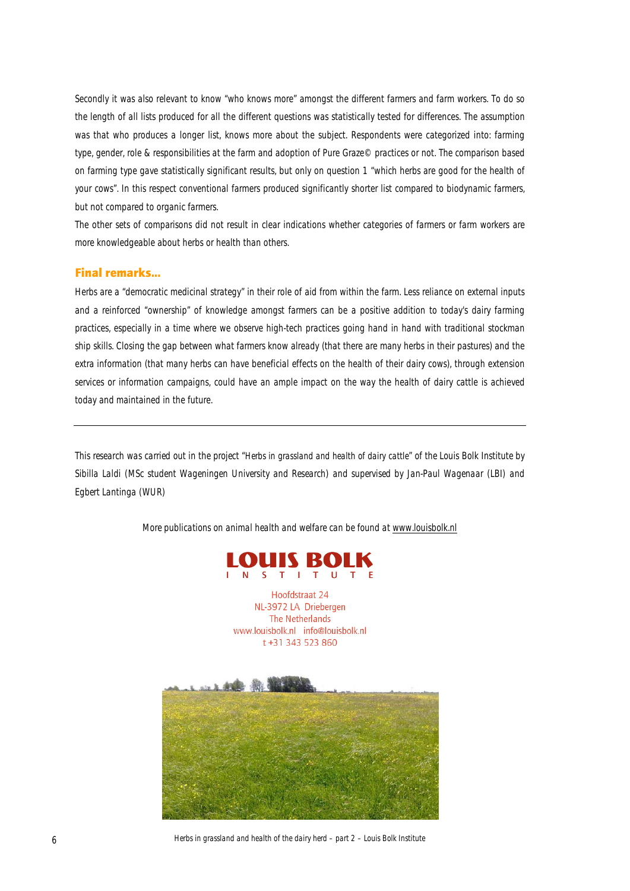Secondly it was also relevant to know "who knows more" amongst the different farmers and farm workers. To do so the length of all lists produced for all the different questions was statistically tested for differences. The assumption was that who produces a longer list, knows more about the subject. Respondents were categorized into: farming type, gender, role & responsibilities at the farm and adoption of Pure Graze© practices or not. The comparison based on farming type gave statistically significant results, but only on question 1 "which herbs are good for the health of your cows". In this respect conventional farmers produced significantly shorter list compared to biodynamic farmers, but not compared to organic farmers.

The other sets of comparisons did not result in clear indications whether categories of farmers or farm workers are more knowledgeable about herbs or health than others.

## Final remarks…

Herbs are a "democratic medicinal strategy" in their role of aid from within the farm. Less reliance on external inputs and a reinforced "ownership" of knowledge amongst farmers can be a positive addition to today's dairy farming practices, especially in a time where we observe high-tech practices going hand in hand with traditional stockman ship skills. Closing the gap between what farmers know already (that there are many herbs in their pastures) and the extra information (that many herbs can have beneficial effects on the health of their dairy cows), through extension services or information campaigns, could have an ample impact on the way the health of dairy cattle is achieved today and maintained in the future.

---

*This research was carried out in the project "Herbs in grassland and health of dairy cattle" of the Louis Bolk Institute by Sibilla Laldi (MSc student Wageningen University and Research) and supervised by Jan-Paul Wagenaar (LBI) and Egbert Lantinga (WUR)*

*More publications on animal health and welfare can be found at www.louisbolk.nl*

**LOUIS BOLK INSTITUTE**

Hoofdstraat 24
NL-3972 LA Driebergen
The Netherlands
www.louisbolk.nl info@louisbolk.nl
t +31 343 523 860